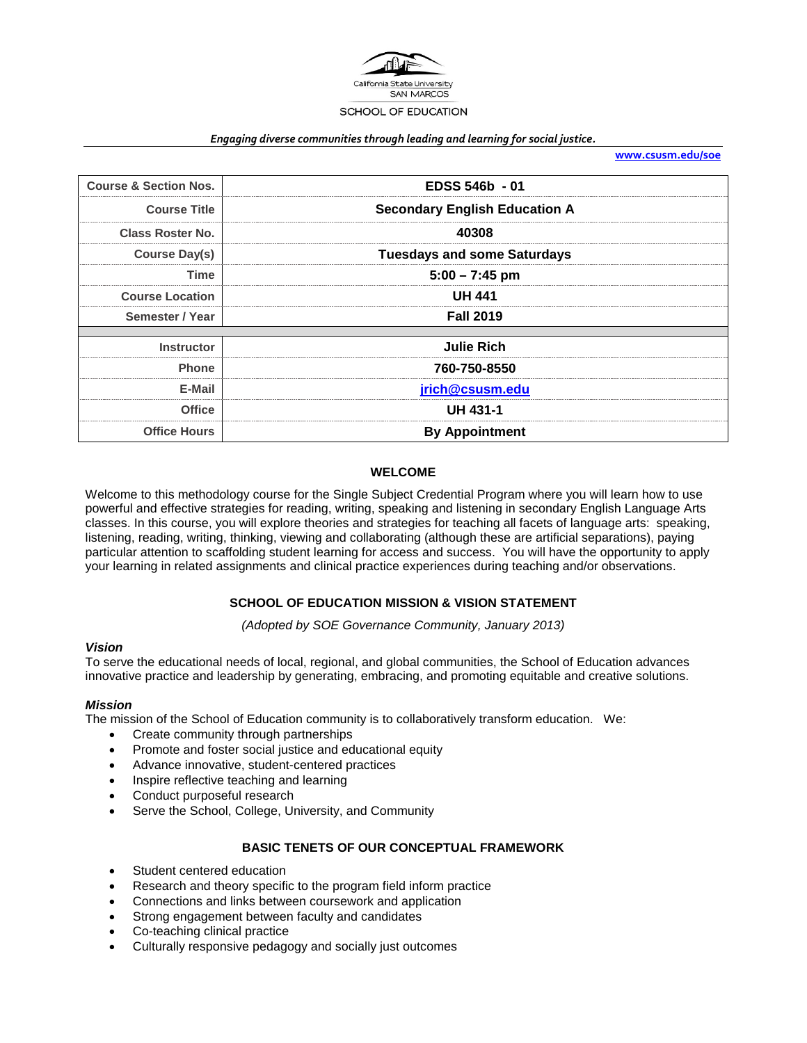California State University SAN MARCOS

SCHOOL OF EDUCATION

*Engaging diverse communities through leading and learning for social justice.*

**www.csusm.edu/soe**

| | |
|---|---|
| **Course & Section Nos.** | **EDSS 546b - 01** |
| **Course Title** | **Secondary English Education A** |
| **Class Roster No.** | **40308** |
| **Course Day(s)** | **Tuesdays and some Saturdays** |
| **Time** | **5:00 – 7:45 pm** |
| **Course Location** | **UH 441** |
| **Semester / Year** | **Fall 2019** |
| **Instructor** | **Julie Rich** |
| **Phone** | **760-750-8550** |
| **E-Mail** | **jrich@csusm.edu** |
| **Office** | **UH 431-1** |
| **Office Hours** | **By Appointment** |

## WELCOME

Welcome to this methodology course for the Single Subject Credential Program where you will learn how to use powerful and effective strategies for reading, writing, speaking and listening in secondary English Language Arts classes. In this course, you will explore theories and strategies for teaching all facets of language arts: speaking, listening, reading, writing, thinking, viewing and collaborating (although these are artificial separations), paying particular attention to scaffolding student learning for access and success. You will have the opportunity to apply your learning in related assignments and clinical practice experiences during teaching and/or observations.

## SCHOOL OF EDUCATION MISSION & VISION STATEMENT

*(Adopted by SOE Governance Community, January 2013)*

### *Vision*

To serve the educational needs of local, regional, and global communities, the School of Education advances innovative practice and leadership by generating, embracing, and promoting equitable and creative solutions.

### *Mission*

The mission of the School of Education community is to collaboratively transform education. We:

- Create community through partnerships
- Promote and foster social justice and educational equity
- Advance innovative, student-centered practices
- Inspire reflective teaching and learning
- Conduct purposeful research
- Serve the School, College, University, and Community

## BASIC TENETS OF OUR CONCEPTUAL FRAMEWORK

- Student centered education
- Research and theory specific to the program field inform practice
- Connections and links between coursework and application
- Strong engagement between faculty and candidates
- Co-teaching clinical practice
- Culturally responsive pedagogy and socially just outcomes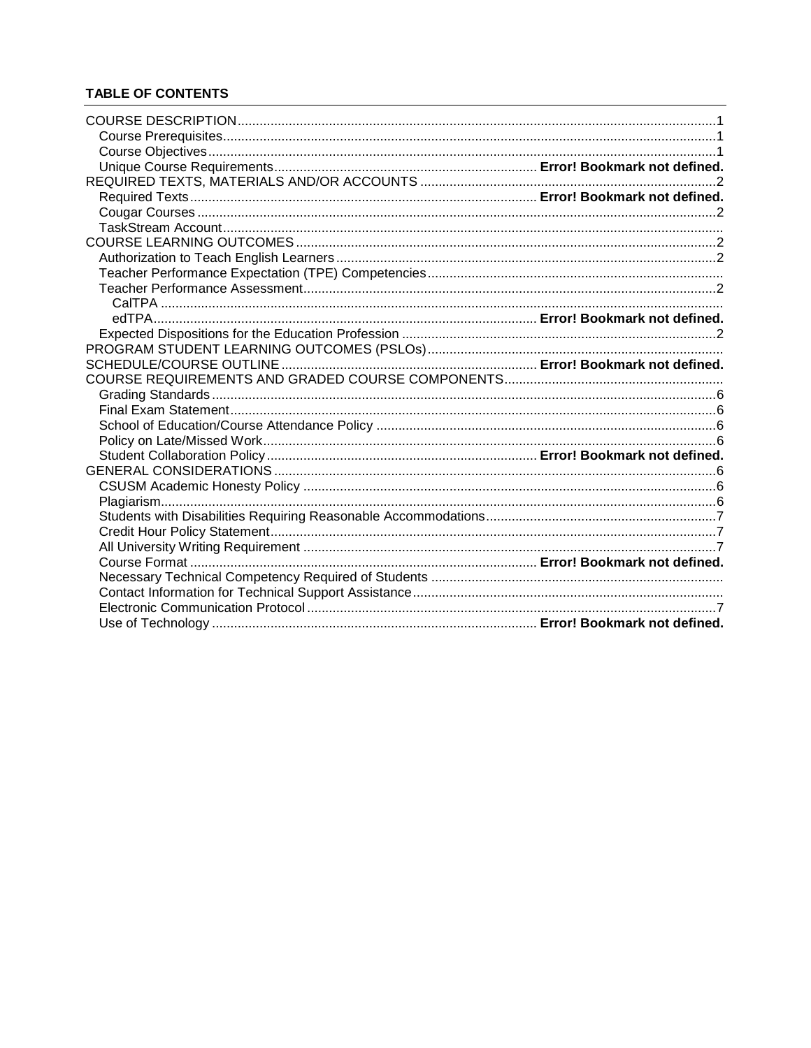**TABLE OF CONTENTS**

- COURSE DESCRIPTION ........ 1
  - Course Prerequisites ........ 1
  - Course Objectives ........ 1
  - Unique Course Requirements ........ **Error! Bookmark not defined.**
- REQUIRED TEXTS, MATERIALS AND/OR ACCOUNTS ........ 2
  - Required Texts ........ **Error! Bookmark not defined.**
  - Cougar Courses ........ 2
  - TaskStream Account ........
- COURSE LEARNING OUTCOMES ........ 2
  - Authorization to Teach English Learners ........ 2
  - Teacher Performance Expectation (TPE) Competencies ........
  - Teacher Performance Assessment ........ 2
    - CalTPA ........
    - edTPA ........ **Error! Bookmark not defined.**
  - Expected Dispositions for the Education Profession ........ 2
- PROGRAM STUDENT LEARNING OUTCOMES (PSLOs) ........
- SCHEDULE/COURSE OUTLINE ........ **Error! Bookmark not defined.**
- COURSE REQUIREMENTS AND GRADED COURSE COMPONENTS ........
  - Grading Standards ........ 6
  - Final Exam Statement ........ 6
  - School of Education/Course Attendance Policy ........ 6
  - Policy on Late/Missed Work ........ 6
  - Student Collaboration Policy ........ **Error! Bookmark not defined.**
- GENERAL CONSIDERATIONS ........ 6
  - CSUSM Academic Honesty Policy ........ 6
  - Plagiarism ........ 6
  - Students with Disabilities Requiring Reasonable Accommodations ........ 7
  - Credit Hour Policy Statement ........ 7
  - All University Writing Requirement ........ 7
  - Course Format ........ **Error! Bookmark not defined.**
  - Necessary Technical Competency Required of Students ........
  - Contact Information for Technical Support Assistance ........
  - Electronic Communication Protocol ........ 7
  - Use of Technology ........ **Error! Bookmark not defined.**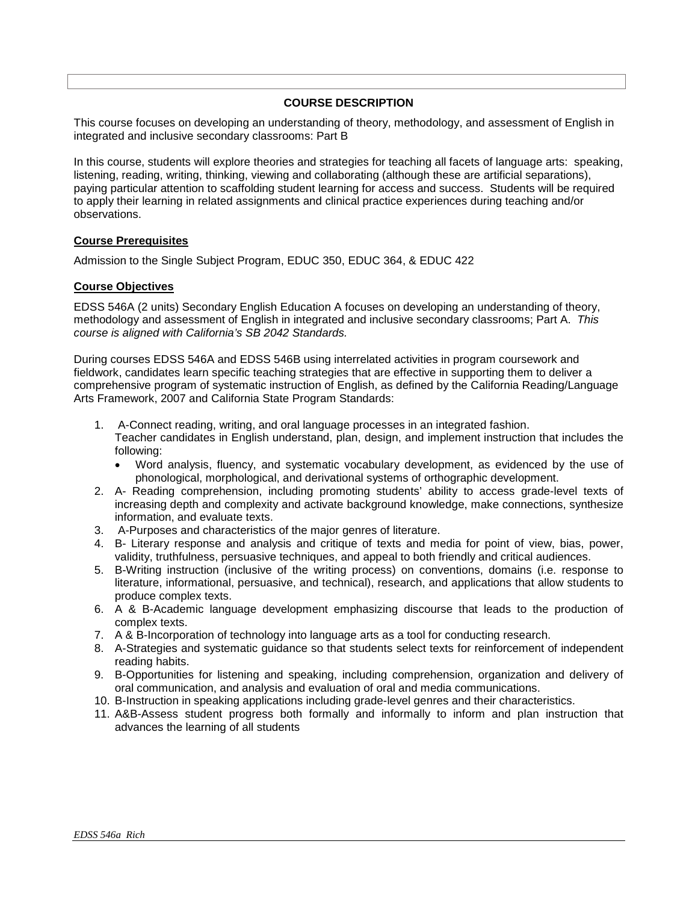## COURSE DESCRIPTION

This course focuses on developing an understanding of theory, methodology, and assessment of English in integrated and inclusive secondary classrooms: Part B

In this course, students will explore theories and strategies for teaching all facets of language arts: speaking, listening, reading, writing, thinking, viewing and collaborating (although these are artificial separations), paying particular attention to scaffolding student learning for access and success. Students will be required to apply their learning in related assignments and clinical practice experiences during teaching and/or observations.

### Course Prerequisites

Admission to the Single Subject Program, EDUC 350, EDUC 364, & EDUC 422

### Course Objectives

EDSS 546A (2 units) Secondary English Education A focuses on developing an understanding of theory, methodology and assessment of English in integrated and inclusive secondary classrooms; Part A. *This course is aligned with California's SB 2042 Standards.*

During courses EDSS 546A and EDSS 546B using interrelated activities in program coursework and fieldwork, candidates learn specific teaching strategies that are effective in supporting them to deliver a comprehensive program of systematic instruction of English, as defined by the California Reading/Language Arts Framework, 2007 and California State Program Standards:

1. A-Connect reading, writing, and oral language processes in an integrated fashion.
   Teacher candidates in English understand, plan, design, and implement instruction that includes the following:
   - Word analysis, fluency, and systematic vocabulary development, as evidenced by the use of phonological, morphological, and derivational systems of orthographic development.
2. A- Reading comprehension, including promoting students' ability to access grade-level texts of increasing depth and complexity and activate background knowledge, make connections, synthesize information, and evaluate texts.
3. A-Purposes and characteristics of the major genres of literature.
4. B- Literary response and analysis and critique of texts and media for point of view, bias, power, validity, truthfulness, persuasive techniques, and appeal to both friendly and critical audiences.
5. B-Writing instruction (inclusive of the writing process) on conventions, domains (i.e. response to literature, informational, persuasive, and technical), research, and applications that allow students to produce complex texts.
6. A & B-Academic language development emphasizing discourse that leads to the production of complex texts.
7. A & B-Incorporation of technology into language arts as a tool for conducting research.
8. A-Strategies and systematic guidance so that students select texts for reinforcement of independent reading habits.
9. B-Opportunities for listening and speaking, including comprehension, organization and delivery of oral communication, and analysis and evaluation of oral and media communications.
10. B-Instruction in speaking applications including grade-level genres and their characteristics.
11. A&B-Assess student progress both formally and informally to inform and plan instruction that advances the learning of all students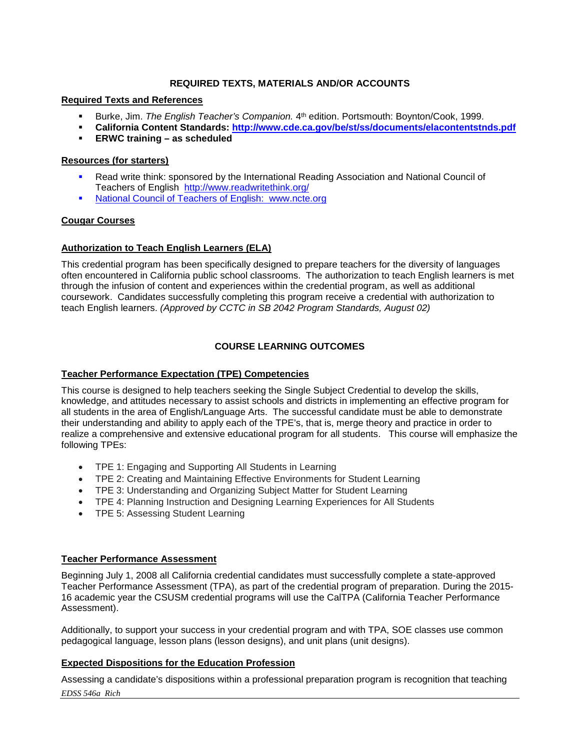## REQUIRED TEXTS, MATERIALS AND/OR ACCOUNTS

### Required Texts and References

- Burke, Jim. *The English Teacher's Companion.* 4th edition. Portsmouth: Boynton/Cook, 1999.
- **California Content Standards: [http://www.cde.ca.gov/be/st/ss/documents/elacontentstnds.pdf](http://www.cde.ca.gov/be/st/ss/documents/elacontentstnds.pdf)**
- **ERWC training – as scheduled**

### Resources (for starters)

- Read write think: sponsored by the International Reading Association and National Council of Teachers of English [http://www.readwritethink.org/](http://www.readwritethink.org/)
- [National Council of Teachers of English: www.ncte.org](http://www.ncte.org)

### Cougar Courses

### Authorization to Teach English Learners (ELA)

This credential program has been specifically designed to prepare teachers for the diversity of languages often encountered in California public school classrooms. The authorization to teach English learners is met through the infusion of content and experiences within the credential program, as well as additional coursework. Candidates successfully completing this program receive a credential with authorization to teach English learners. *(Approved by CCTC in SB 2042 Program Standards, August 02)*

## COURSE LEARNING OUTCOMES

### Teacher Performance Expectation (TPE) Competencies

This course is designed to help teachers seeking the Single Subject Credential to develop the skills, knowledge, and attitudes necessary to assist schools and districts in implementing an effective program for all students in the area of English/Language Arts. The successful candidate must be able to demonstrate their understanding and ability to apply each of the TPE's, that is, merge theory and practice in order to realize a comprehensive and extensive educational program for all students. This course will emphasize the following TPEs:

- TPE 1: Engaging and Supporting All Students in Learning
- TPE 2: Creating and Maintaining Effective Environments for Student Learning
- TPE 3: Understanding and Organizing Subject Matter for Student Learning
- TPE 4: Planning Instruction and Designing Learning Experiences for All Students
- TPE 5: Assessing Student Learning

### Teacher Performance Assessment

Beginning July 1, 2008 all California credential candidates must successfully complete a state-approved Teacher Performance Assessment (TPA), as part of the credential program of preparation. During the 2015-16 academic year the CSUSM credential programs will use the CalTPA (California Teacher Performance Assessment).

Additionally, to support your success in your credential program and with TPA, SOE classes use common pedagogical language, lesson plans (lesson designs), and unit plans (unit designs).

### Expected Dispositions for the Education Profession

Assessing a candidate's dispositions within a professional preparation program is recognition that teaching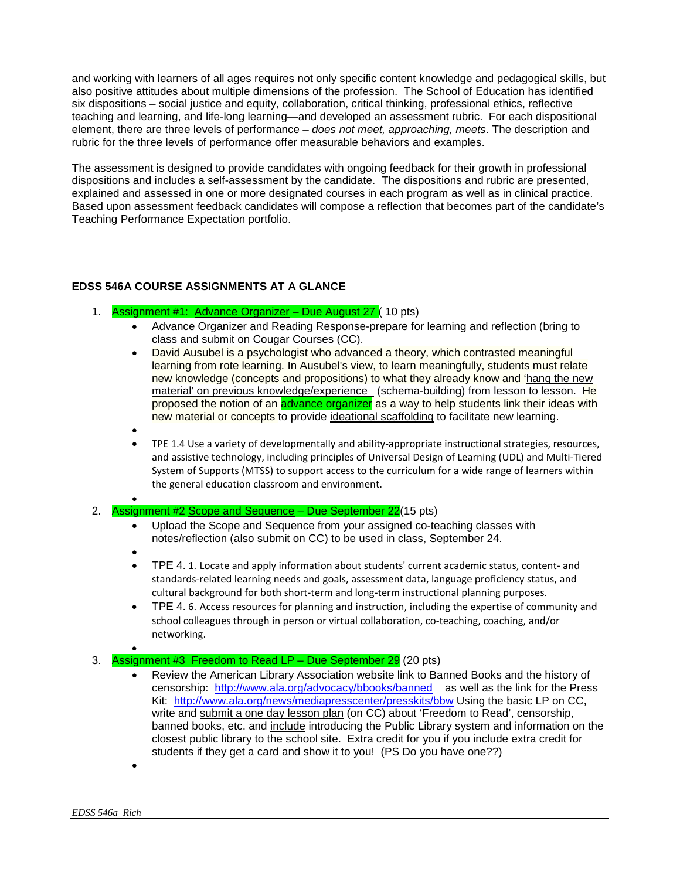and working with learners of all ages requires not only specific content knowledge and pedagogical skills, but also positive attitudes about multiple dimensions of the profession. The School of Education has identified six dispositions – social justice and equity, collaboration, critical thinking, professional ethics, reflective teaching and learning, and life-long learning—and developed an assessment rubric. For each dispositional element, there are three levels of performance – *does not meet, approaching, meets*. The description and rubric for the three levels of performance offer measurable behaviors and examples.

The assessment is designed to provide candidates with ongoing feedback for their growth in professional dispositions and includes a self-assessment by the candidate. The dispositions and rubric are presented, explained and assessed in one or more designated courses in each program as well as in clinical practice. Based upon assessment feedback candidates will compose a reflection that becomes part of the candidate's Teaching Performance Expectation portfolio.

**EDSS 546A COURSE ASSIGNMENTS AT A GLANCE**

1. Assignment #1: Advance Organizer – Due August 27 ( 10 pts)
   - Advance Organizer and Reading Response-prepare for learning and reflection (bring to class and submit on Cougar Courses (CC).
   - David Ausubel is a psychologist who advanced a theory, which contrasted meaningful learning from rote learning. In Ausubel's view, to learn meaningfully, students must relate new knowledge (concepts and propositions) to what they already know and 'hang the new material' on previous knowledge/experience (schema-building) from lesson to lesson. He proposed the notion of an advance organizer as a way to help students link their ideas with new material or concepts to provide ideational scaffolding to facilitate new learning.
   - 
   - TPE 1.4 Use a variety of developmentally and ability-appropriate instructional strategies, resources, and assistive technology, including principles of Universal Design of Learning (UDL) and Multi-Tiered System of Supports (MTSS) to support access to the curriculum for a wide range of learners within the general education classroom and environment.
   - 
2. Assignment #2 Scope and Sequence – Due September 22(15 pts)
   - Upload the Scope and Sequence from your assigned co-teaching classes with notes/reflection (also submit on CC) to be used in class, September 24.
   - 
   - TPE 4. 1. Locate and apply information about students' current academic status, content- and standards-related learning needs and goals, assessment data, language proficiency status, and cultural background for both short-term and long-term instructional planning purposes.
   - TPE 4. 6. Access resources for planning and instruction, including the expertise of community and school colleagues through in person or virtual collaboration, co-teaching, coaching, and/or networking.
   - 
3. Assignment #3 Freedom to Read LP – Due September 29 (20 pts)
   - Review the American Library Association website link to Banned Books and the history of censorship: http://www.ala.org/advocacy/bbooks/banned as well as the link for the Press Kit: http://www.ala.org/news/mediapresscenter/presskits/bbw Using the basic LP on CC, write and submit a one day lesson plan (on CC) about 'Freedom to Read', censorship, banned books, etc. and include introducing the Public Library system and information on the closest public library to the school site. Extra credit for you if you include extra credit for students if they get a card and show it to you! (PS Do you have one??)
   -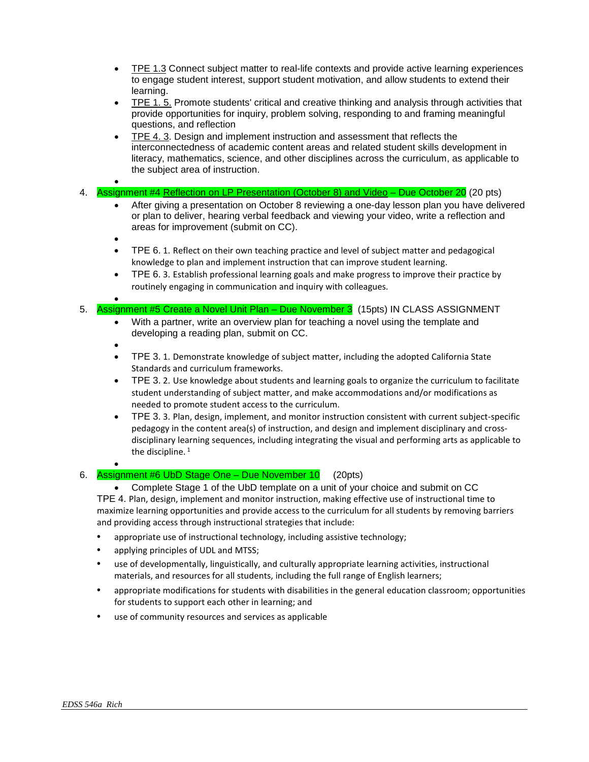- TPE 1.3 Connect subject matter to real-life contexts and provide active learning experiences to engage student interest, support student motivation, and allow students to extend their learning.
- TPE 1. 5. Promote students' critical and creative thinking and analysis through activities that provide opportunities for inquiry, problem solving, responding to and framing meaningful questions, and reflection
- TPE 4. 3. Design and implement instruction and assessment that reflects the interconnectedness of academic content areas and related student skills development in literacy, mathematics, science, and other disciplines across the curriculum, as applicable to the subject area of instruction.

4. Assignment #4 Reflection on LP Presentation (October 8) and Video – Due October 20 (20 pts)
   - After giving a presentation on October 8 reviewing a one-day lesson plan you have delivered or plan to deliver, hearing verbal feedback and viewing your video, write a reflection and areas for improvement (submit on CC).
   - TPE 6. 1. Reflect on their own teaching practice and level of subject matter and pedagogical knowledge to plan and implement instruction that can improve student learning.
   - TPE 6. 3. Establish professional learning goals and make progress to improve their practice by routinely engaging in communication and inquiry with colleagues.

5. Assignment #5 Create a Novel Unit Plan – Due November 3 (15pts) IN CLASS ASSIGNMENT
   - With a partner, write an overview plan for teaching a novel using the template and developing a reading plan, submit on CC.
   - TPE 3. 1. Demonstrate knowledge of subject matter, including the adopted California State Standards and curriculum frameworks.
   - TPE 3. 2. Use knowledge about students and learning goals to organize the curriculum to facilitate student understanding of subject matter, and make accommodations and/or modifications as needed to promote student access to the curriculum.
   - TPE 3. 3. Plan, design, implement, and monitor instruction consistent with current subject-specific pedagogy in the content area(s) of instruction, and design and implement disciplinary and cross-disciplinary learning sequences, including integrating the visual and performing arts as applicable to the discipline. [1]

6. Assignment #6 UbD Stage One – Due November 10 (20pts)
   - Complete Stage 1 of the UbD template on a unit of your choice and submit on CC

TPE 4. Plan, design, implement and monitor instruction, making effective use of instructional time to maximize learning opportunities and provide access to the curriculum for all students by removing barriers and providing access through instructional strategies that include:

- appropriate use of instructional technology, including assistive technology;
- applying principles of UDL and MTSS;
- use of developmentally, linguistically, and culturally appropriate learning activities, instructional materials, and resources for all students, including the full range of English learners;
- appropriate modifications for students with disabilities in the general education classroom; opportunities for students to support each other in learning; and
- use of community resources and services as applicable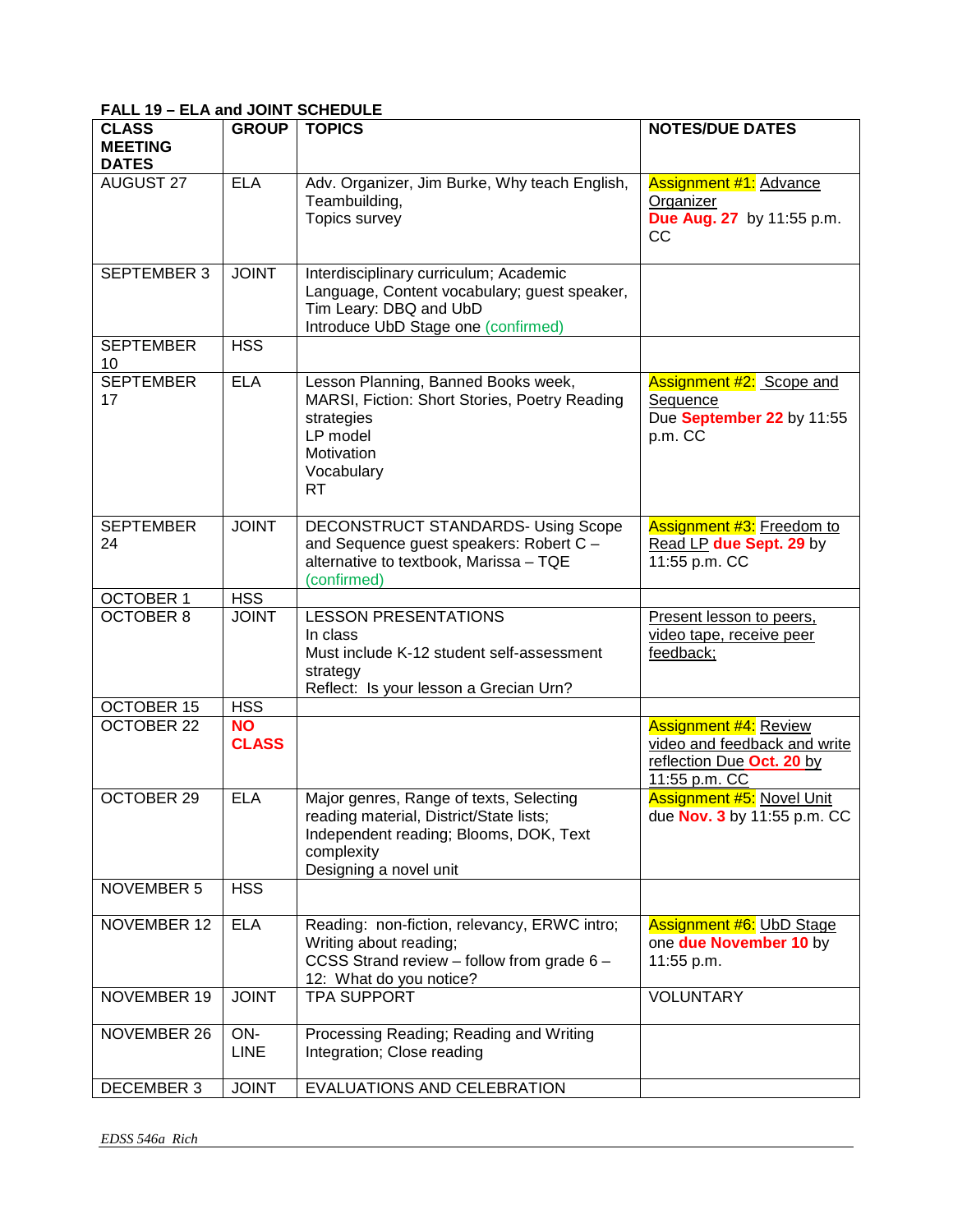**FALL 19 – ELA and JOINT SCHEDULE**

| CLASS MEETING DATES | GROUP | TOPICS | NOTES/DUE DATES |
|---|---|---|---|
| AUGUST 27 | ELA | Adv. Organizer, Jim Burke, Why teach English, Teambuilding, Topics survey | Assignment #1: Advance Organizer **Due Aug. 27** by 11:55 p.m. CC |
| SEPTEMBER 3 | JOINT | Interdisciplinary curriculum; Academic Language, Content vocabulary; guest speaker, Tim Leary: DBQ and UbD Introduce UbD Stage one (confirmed) | |
| SEPTEMBER 10 | HSS | | |
| SEPTEMBER 17 | ELA | Lesson Planning, Banned Books week, MARSI, Fiction: Short Stories, Poetry Reading strategies LP model Motivation Vocabulary RT | Assignment #2: Scope and Sequence Due **September 22** by 11:55 p.m. CC |
| SEPTEMBER 24 | JOINT | DECONSTRUCT STANDARDS- Using Scope and Sequence guest speakers: Robert C – alternative to textbook, Marissa – TQE (confirmed) | Assignment #3: Freedom to Read LP **due Sept. 29** by 11:55 p.m. CC |
| OCTOBER 1 | HSS | | |
| OCTOBER 8 | JOINT | LESSON PRESENTATIONS In class Must include K-12 student self-assessment strategy Reflect: Is your lesson a Grecian Urn? | Present lesson to peers, video tape, receive peer feedback; |
| OCTOBER 15 | HSS | | |
| OCTOBER 22 | **NO CLASS** | | Assignment #4: Review video and feedback and write reflection Due **Oct. 20** by 11:55 p.m. CC |
| OCTOBER 29 | ELA | Major genres, Range of texts, Selecting reading material, District/State lists; Independent reading; Blooms, DOK, Text complexity Designing a novel unit | Assignment #5: Novel Unit due **Nov. 3** by 11:55 p.m. CC |
| NOVEMBER 5 | HSS | | |
| NOVEMBER 12 | ELA | Reading: non-fiction, relevancy, ERWC intro; Writing about reading; CCSS Strand review – follow from grade 6 – 12: What do you notice? | Assignment #6: UbD Stage one **due November 10** by 11:55 p.m. |
| NOVEMBER 19 | JOINT | TPA SUPPORT | VOLUNTARY |
| NOVEMBER 26 | ON-LINE | Processing Reading; Reading and Writing Integration; Close reading | |
| DECEMBER 3 | JOINT | EVALUATIONS AND CELEBRATION | |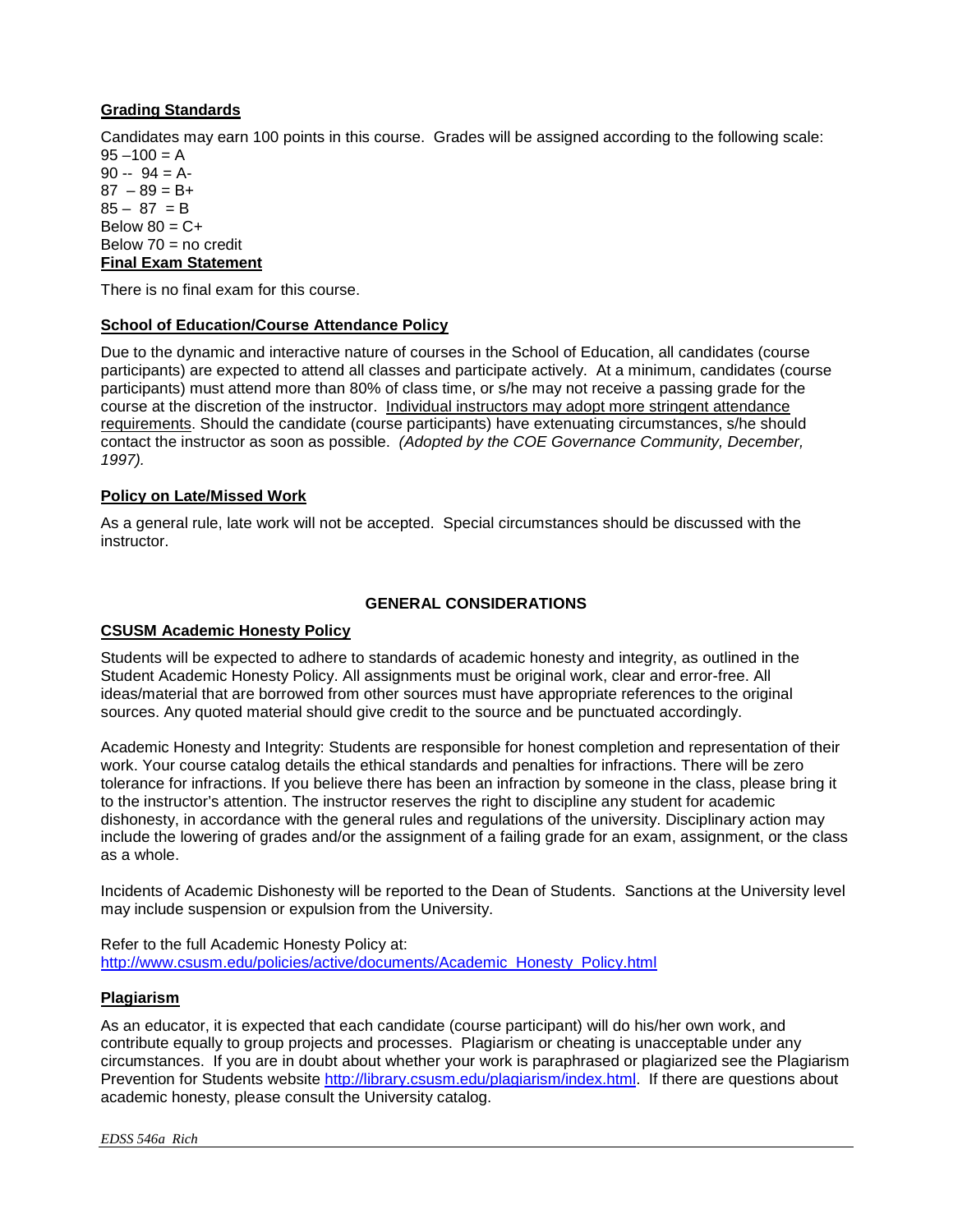## Grading Standards

Candidates may earn 100 points in this course. Grades will be assigned according to the following scale:
95 –100 = A
90 -- 94 = A-
87 – 89 = B+
85 – 87 = B
Below 80 = C+
Below 70 = no credit

## Final Exam Statement

There is no final exam for this course.

## School of Education/Course Attendance Policy

Due to the dynamic and interactive nature of courses in the School of Education, all candidates (course participants) are expected to attend all classes and participate actively. At a minimum, candidates (course participants) must attend more than 80% of class time, or s/he may not receive a passing grade for the course at the discretion of the instructor. Individual instructors may adopt more stringent attendance requirements. Should the candidate (course participants) have extenuating circumstances, s/he should contact the instructor as soon as possible. *(Adopted by the COE Governance Community, December, 1997).*

## Policy on Late/Missed Work

As a general rule, late work will not be accepted. Special circumstances should be discussed with the instructor.

# GENERAL CONSIDERATIONS

## CSUSM Academic Honesty Policy

Students will be expected to adhere to standards of academic honesty and integrity, as outlined in the Student Academic Honesty Policy. All assignments must be original work, clear and error-free. All ideas/material that are borrowed from other sources must have appropriate references to the original sources. Any quoted material should give credit to the source and be punctuated accordingly.

Academic Honesty and Integrity: Students are responsible for honest completion and representation of their work. Your course catalog details the ethical standards and penalties for infractions. There will be zero tolerance for infractions. If you believe there has been an infraction by someone in the class, please bring it to the instructor's attention. The instructor reserves the right to discipline any student for academic dishonesty, in accordance with the general rules and regulations of the university. Disciplinary action may include the lowering of grades and/or the assignment of a failing grade for an exam, assignment, or the class as a whole.

Incidents of Academic Dishonesty will be reported to the Dean of Students. Sanctions at the University level may include suspension or expulsion from the University.

Refer to the full Academic Honesty Policy at:
http://www.csusm.edu/policies/active/documents/Academic_Honesty_Policy.html

## Plagiarism

As an educator, it is expected that each candidate (course participant) will do his/her own work, and contribute equally to group projects and processes. Plagiarism or cheating is unacceptable under any circumstances. If you are in doubt about whether your work is paraphrased or plagiarized see the Plagiarism Prevention for Students website http://library.csusm.edu/plagiarism/index.html. If there are questions about academic honesty, please consult the University catalog.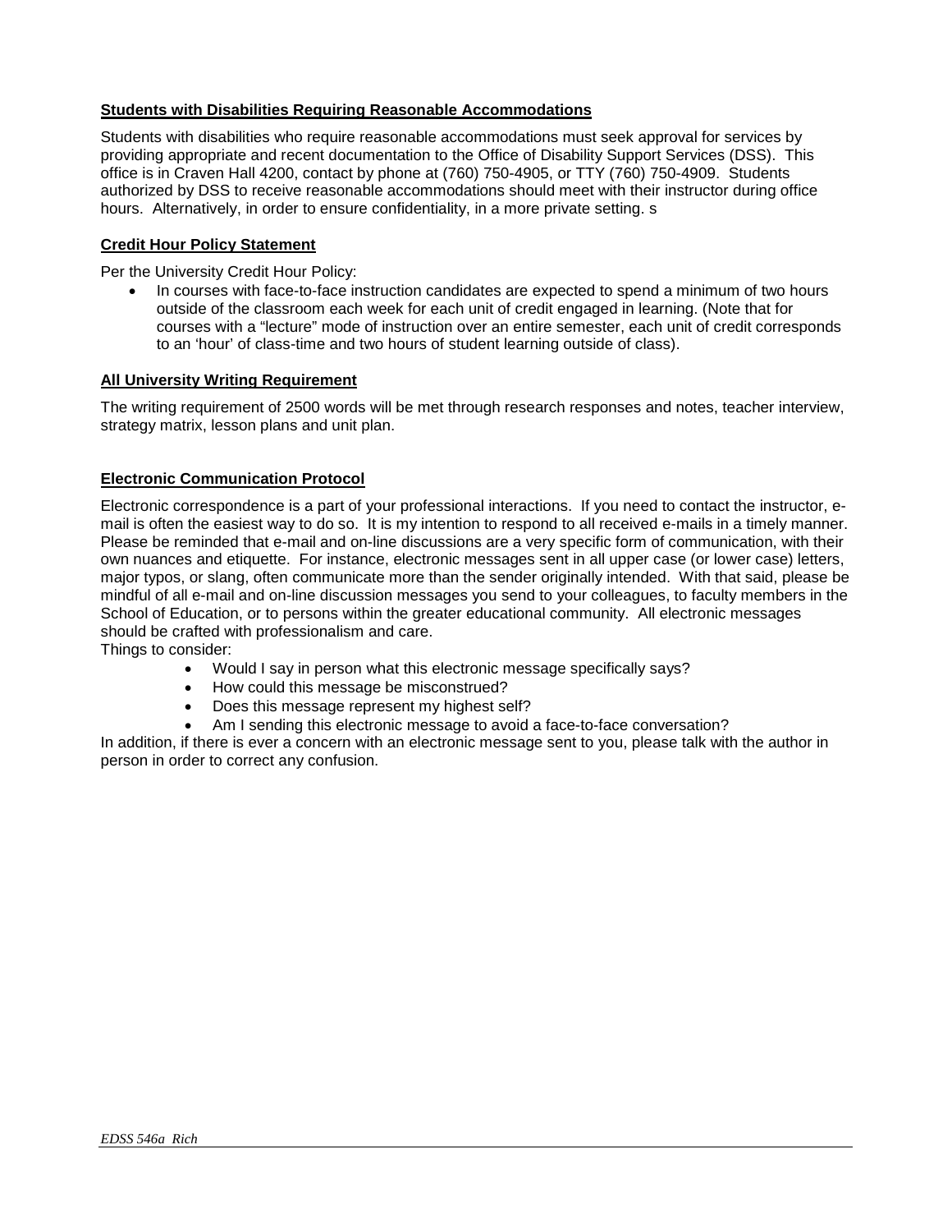**Students with Disabilities Requiring Reasonable Accommodations**

Students with disabilities who require reasonable accommodations must seek approval for services by providing appropriate and recent documentation to the Office of Disability Support Services (DSS). This office is in Craven Hall 4200, contact by phone at (760) 750-4905, or TTY (760) 750-4909. Students authorized by DSS to receive reasonable accommodations should meet with their instructor during office hours. Alternatively, in order to ensure confidentiality, in a more private setting. s

**Credit Hour Policy Statement**

Per the University Credit Hour Policy:

- In courses with face-to-face instruction candidates are expected to spend a minimum of two hours outside of the classroom each week for each unit of credit engaged in learning. (Note that for courses with a "lecture" mode of instruction over an entire semester, each unit of credit corresponds to an 'hour' of class-time and two hours of student learning outside of class).

**All University Writing Requirement**

The writing requirement of 2500 words will be met through research responses and notes, teacher interview, strategy matrix, lesson plans and unit plan.

**Electronic Communication Protocol**

Electronic correspondence is a part of your professional interactions. If you need to contact the instructor, e-mail is often the easiest way to do so. It is my intention to respond to all received e-mails in a timely manner. Please be reminded that e-mail and on-line discussions are a very specific form of communication, with their own nuances and etiquette. For instance, electronic messages sent in all upper case (or lower case) letters, major typos, or slang, often communicate more than the sender originally intended. With that said, please be mindful of all e-mail and on-line discussion messages you send to your colleagues, to faculty members in the School of Education, or to persons within the greater educational community. All electronic messages should be crafted with professionalism and care.

Things to consider:

- Would I say in person what this electronic message specifically says?
- How could this message be misconstrued?
- Does this message represent my highest self?
- Am I sending this electronic message to avoid a face-to-face conversation?

In addition, if there is ever a concern with an electronic message sent to you, please talk with the author in person in order to correct any confusion.